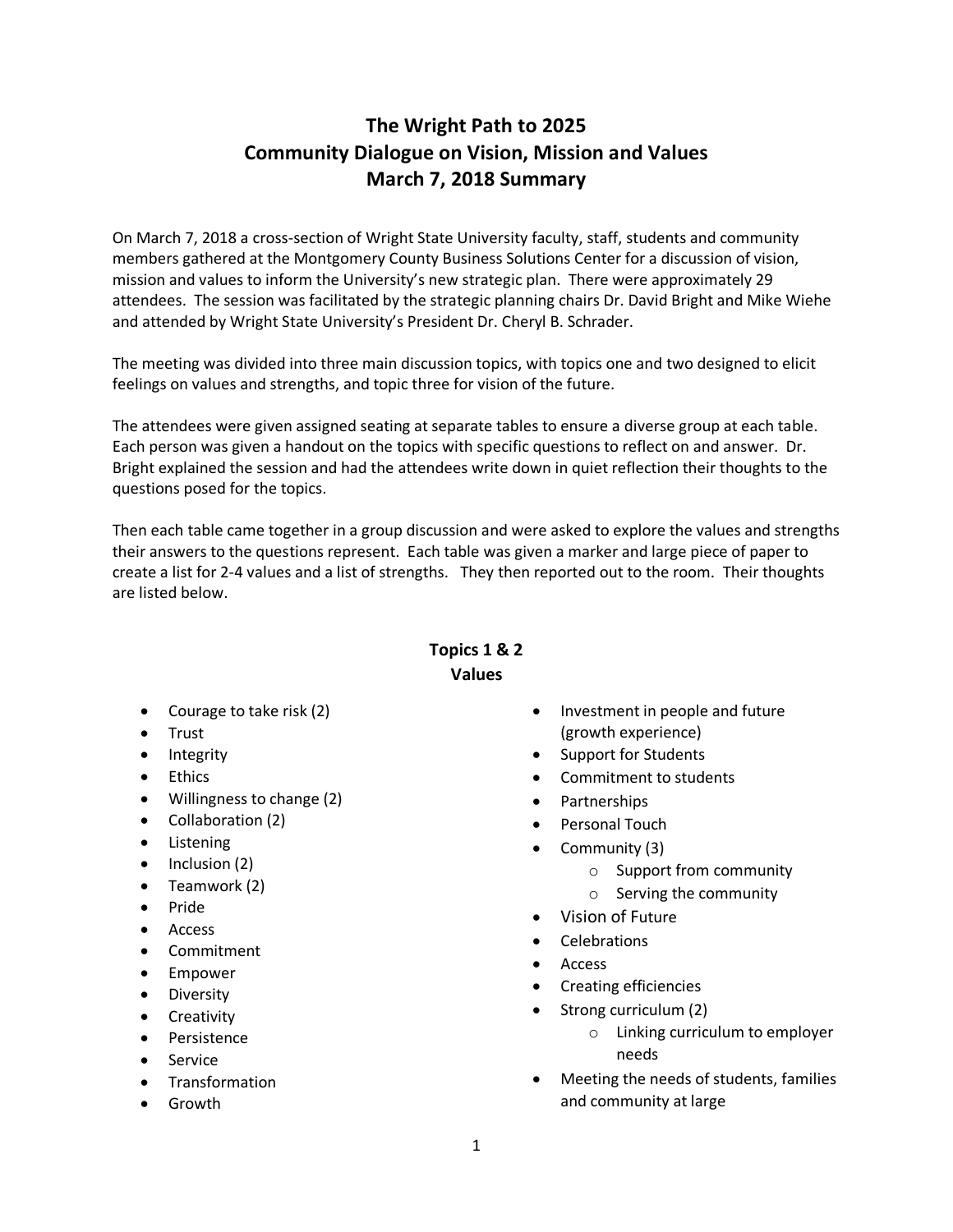# The Wright Path to 2025
# Community Dialogue on Vision, Mission and Values
# March 7, 2018 Summary

On March 7, 2018 a cross-section of Wright State University faculty, staff, students and community members gathered at the Montgomery County Business Solutions Center for a discussion of vision, mission and values to inform the University's new strategic plan. There were approximately 29 attendees. The session was facilitated by the strategic planning chairs Dr. David Bright and Mike Wiehe and attended by Wright State University's President Dr. Cheryl B. Schrader.

The meeting was divided into three main discussion topics, with topics one and two designed to elicit feelings on values and strengths, and topic three for vision of the future.

The attendees were given assigned seating at separate tables to ensure a diverse group at each table. Each person was given a handout on the topics with specific questions to reflect on and answer. Dr. Bright explained the session and had the attendees write down in quiet reflection their thoughts to the questions posed for the topics.

Then each table came together in a group discussion and were asked to explore the values and strengths their answers to the questions represent. Each table was given a marker and large piece of paper to create a list for 2-4 values and a list of strengths. They then reported out to the room. Their thoughts are listed below.

## Topics 1 & 2
## Values

- Courage to take risk (2)
- Trust
- Integrity
- Ethics
- Willingness to change (2)
- Collaboration (2)
- Listening
- Inclusion (2)
- Teamwork (2)
- Pride
- Access
- Commitment
- Empower
- Diversity
- Creativity
- Persistence
- Service
- Transformation
- Growth
- Investment in people and future (growth experience)
- Support for Students
- Commitment to students
- Partnerships
- Personal Touch
- Community (3)
  - Support from community
  - Serving the community
- Vision of Future
- Celebrations
- Access
- Creating efficiencies
- Strong curriculum (2)
  - Linking curriculum to employer needs
- Meeting the needs of students, families and community at large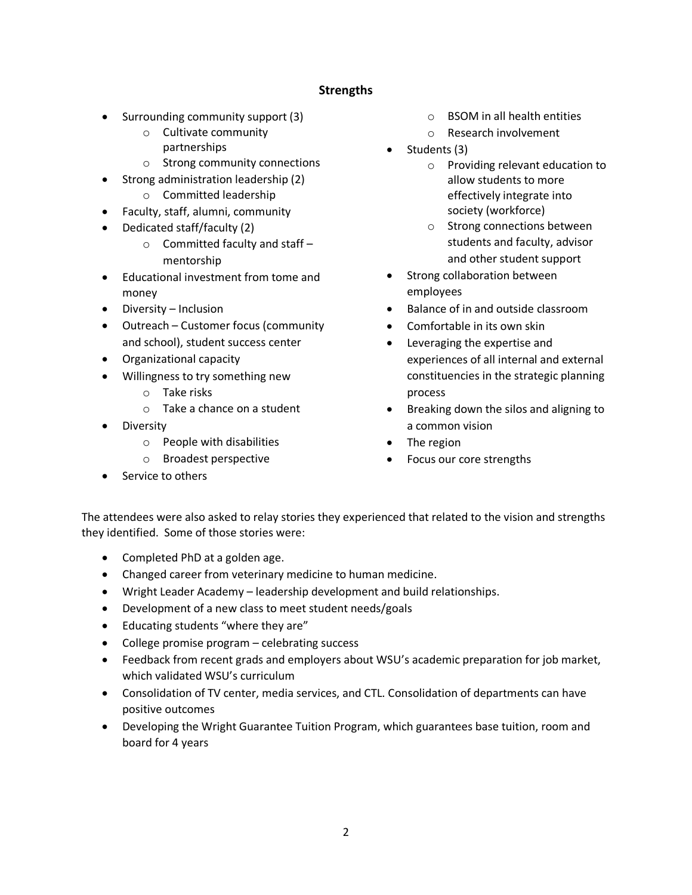## Strengths

- Surrounding community support (3)
  - Cultivate community partnerships
  - Strong community connections
- Strong administration leadership (2)
  - Committed leadership
- Faculty, staff, alumni, community
- Dedicated staff/faculty (2)
  - Committed faculty and staff – mentorship
- Educational investment from tome and money
- Diversity – Inclusion
- Outreach – Customer focus (community and school), student success center
- Organizational capacity
- Willingness to try something new
  - Take risks
  - Take a chance on a student
- Diversity
  - People with disabilities
  - Broadest perspective
- Service to others
  - BSOM in all health entities
  - Research involvement
- Students (3)
  - Providing relevant education to allow students to more effectively integrate into society (workforce)
  - Strong connections between students and faculty, advisor and other student support
- Strong collaboration between employees
- Balance of in and outside classroom
- Comfortable in its own skin
- Leveraging the expertise and experiences of all internal and external constituencies in the strategic planning process
- Breaking down the silos and aligning to a common vision
- The region
- Focus our core strengths

The attendees were also asked to relay stories they experienced that related to the vision and strengths they identified. Some of those stories were:

- Completed PhD at a golden age.
- Changed career from veterinary medicine to human medicine.
- Wright Leader Academy – leadership development and build relationships.
- Development of a new class to meet student needs/goals
- Educating students "where they are"
- College promise program – celebrating success
- Feedback from recent grads and employers about WSU's academic preparation for job market, which validated WSU's curriculum
- Consolidation of TV center, media services, and CTL. Consolidation of departments can have positive outcomes
- Developing the Wright Guarantee Tuition Program, which guarantees base tuition, room and board for 4 years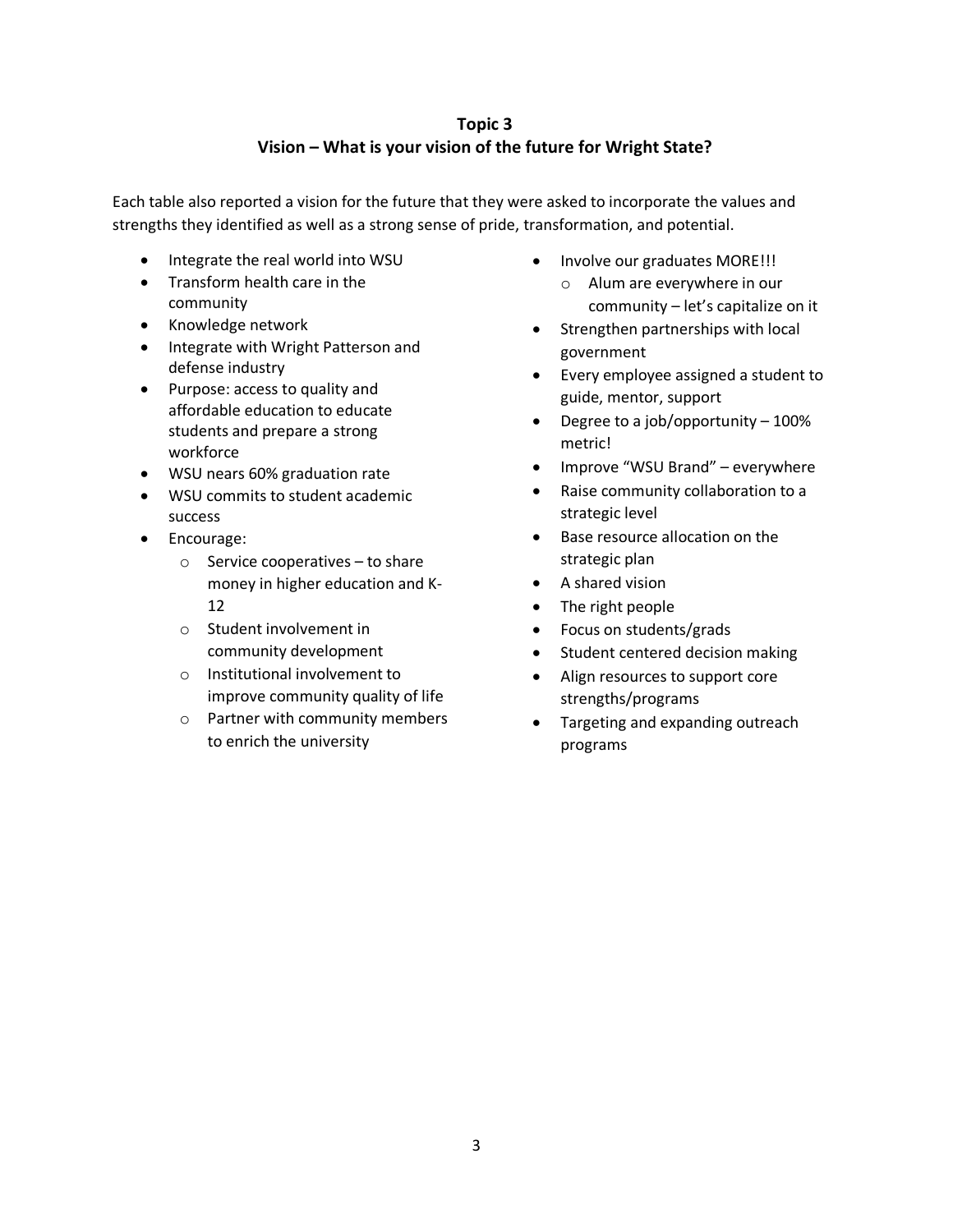## Topic 3
## Vision – What is your vision of the future for Wright State?

Each table also reported a vision for the future that they were asked to incorporate the values and strengths they identified as well as a strong sense of pride, transformation, and potential.

- Integrate the real world into WSU
- Transform health care in the community
- Knowledge network
- Integrate with Wright Patterson and defense industry
- Purpose: access to quality and affordable education to educate students and prepare a strong workforce
- WSU nears 60% graduation rate
- WSU commits to student academic success
- Encourage:
    - Service cooperatives – to share money in higher education and K-12
    - Student involvement in community development
    - Institutional involvement to improve community quality of life
    - Partner with community members to enrich the university
- Involve our graduates MORE!!!
    - Alum are everywhere in our community – let's capitalize on it
- Strengthen partnerships with local government
- Every employee assigned a student to guide, mentor, support
- Degree to a job/opportunity – 100% metric!
- Improve "WSU Brand" – everywhere
- Raise community collaboration to a strategic level
- Base resource allocation on the strategic plan
- A shared vision
- The right people
- Focus on students/grads
- Student centered decision making
- Align resources to support core strengths/programs
- Targeting and expanding outreach programs